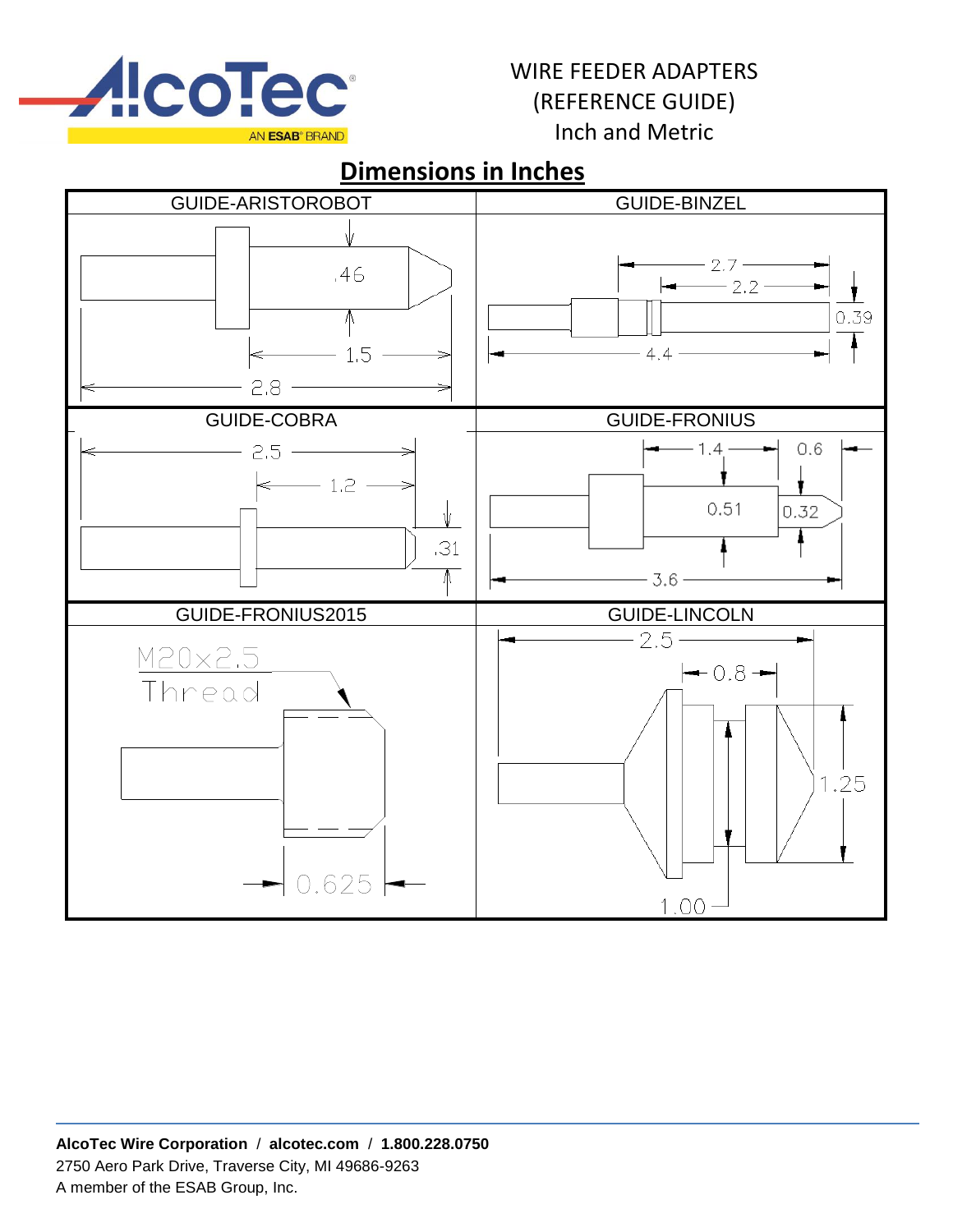# WIRE FEEDER ADAPTERS (REFERENCE GUIDE) Inch and Metric

## Dimensions in Inches

| GUIDE-ARISTOROBOT | GUIDE-BINZEL |
| --- | --- |
| .46, 1.5, 2.8 | 2.7, 2.2, 0.39, 4.4 |
| **GUIDE-COBRA** | **GUIDE-FRONIUS** |
| 2.5, 1.2, .31 | 1.4, 0.6, 0.51, 0.32, 3.6 |
| **GUIDE-FRONIUS2015** | **GUIDE-LINCOLN** |
| M20x2.5 Thread, 0.625 | 2.5, 0.8, 1.25, 1.00 |

**AlcoTec Wire Corporation / alcotec.com / 1.800.228.0750**
2750 Aero Park Drive, Traverse City, MI 49686-9263
A member of the ESAB Group, Inc.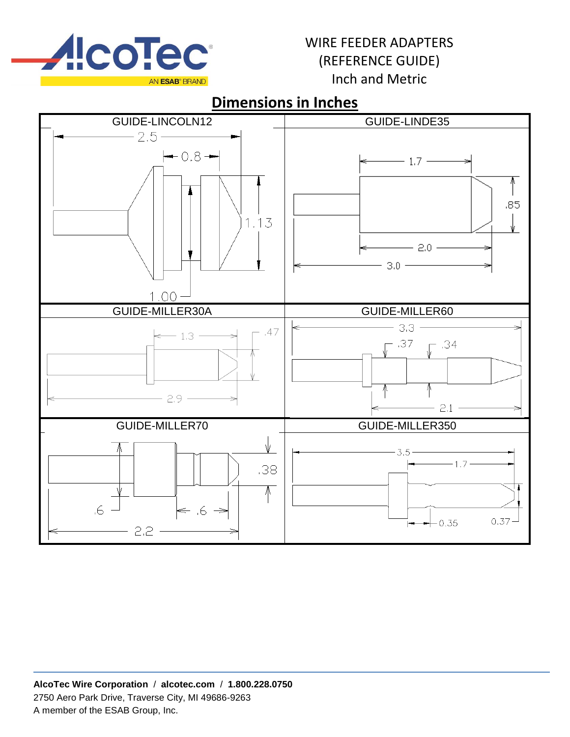WIRE FEEDER ADAPTERS
(REFERENCE GUIDE)
Inch and Metric

## Dimensions in Inches

| GUIDE-LINCOLN12 | GUIDE-LINDE35 |
|---|---|
| 2.5, 0.8, 1.13, 1.00 | 1.7, .85, 2.0, 3.0 |
| **GUIDE-MILLER30A** | **GUIDE-MILLER60** |
| 1.3, .47, 2.9 | 3.3, .37, .34, 2.1 |
| **GUIDE-MILLER70** | **GUIDE-MILLER350** |
| .38, .6, .6, 2.2 | 3.5, 1.7, 0.35, 0.37 |

**AlcoTec Wire Corporation** / **alcotec.com** / **1.800.228.0750**
2750 Aero Park Drive, Traverse City, MI 49686-9263
A member of the ESAB Group, Inc.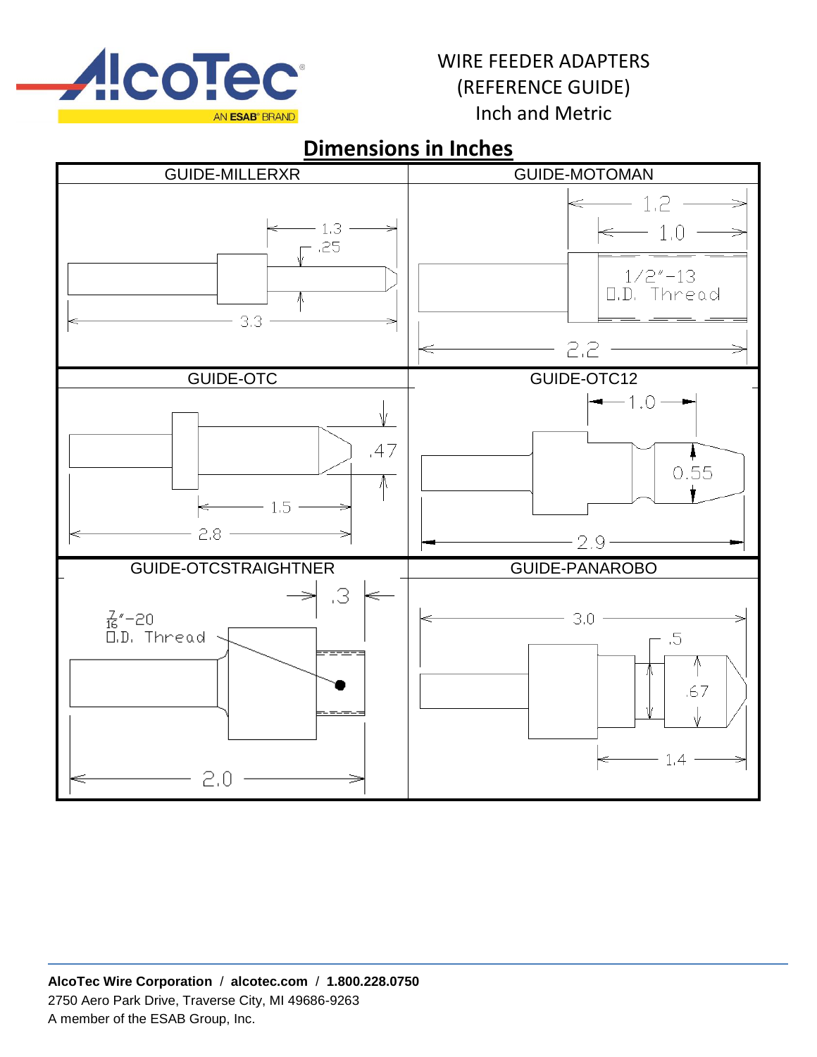WIRE FEEDER ADAPTERS
(REFERENCE GUIDE)
Inch and Metric

## Dimensions in Inches

| GUIDE-MILLERXR | GUIDE-MOTOMAN |
|---|---|
| 1.3, .25, 3.3 | 1.2, 1.0, 1/2"-13 I.D. Thread, 2.2 |

| GUIDE-OTC | GUIDE-OTC12 |
|---|---|
| .47, 1.5, 2.8 | 1.0, 0.55, 2.9 |

| GUIDE-OTCSTRAIGHTNER | GUIDE-PANAROBO |
|---|---|
| .3, $\frac{7}{16}$"-20 I.D. Thread, 2.0 | 3.0, .5, .67, 1.4 |

**AlcoTec Wire Corporation** / **alcotec.com** / **1.800.228.0750**
2750 Aero Park Drive, Traverse City, MI 49686-9263
A member of the ESAB Group, Inc.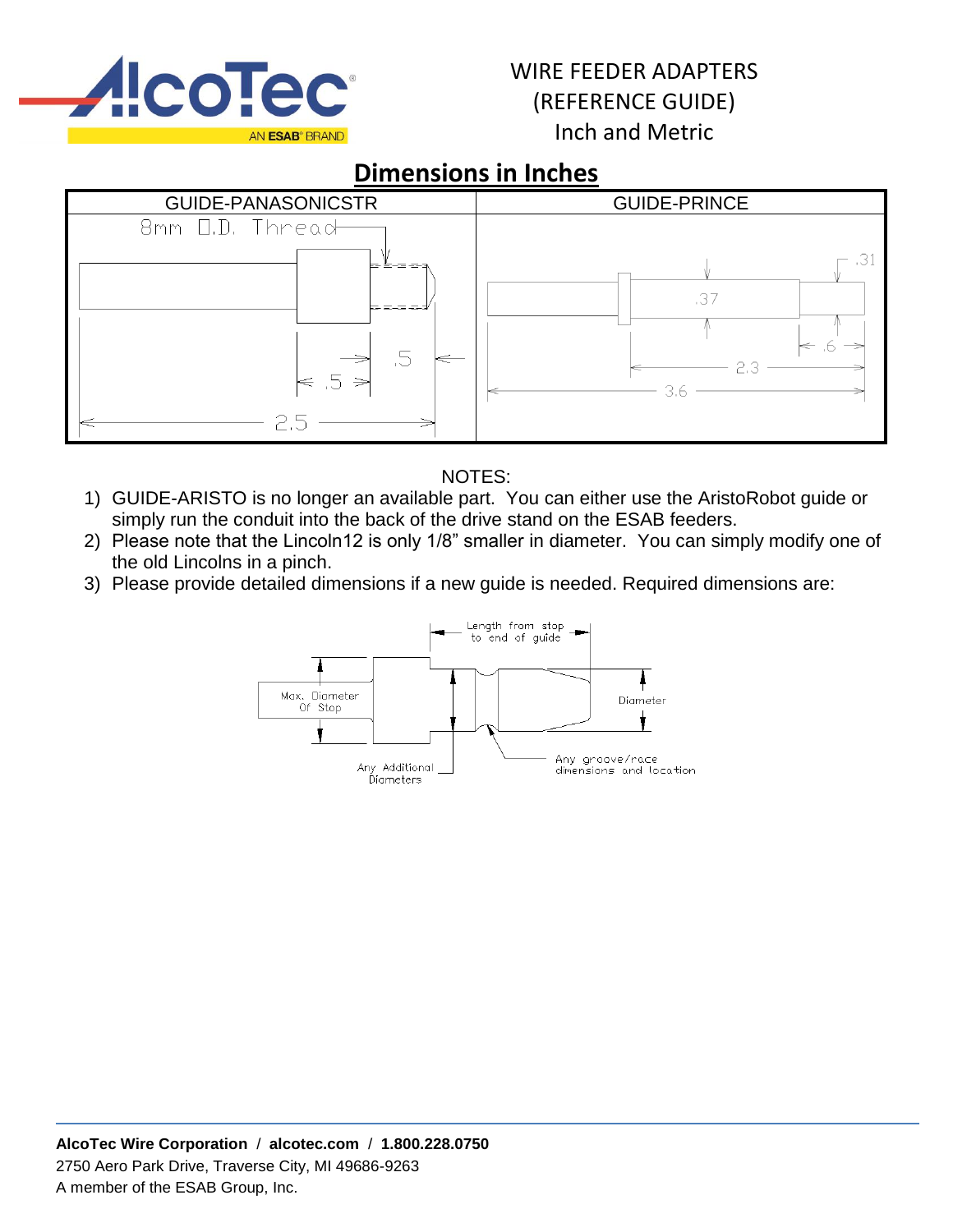WIRE FEEDER ADAPTERS
(REFERENCE GUIDE)
Inch and Metric

## Dimensions in Inches

| GUIDE-PANASONICSTR | GUIDE-PRINCE |
|---|---|
| 8mm O.D. Thread; .5; .5; 2.5 | .31; .37; .6; 2.3; 3.6 |

NOTES:

1) GUIDE-ARISTO is no longer an available part. You can either use the AristoRobot guide or simply run the conduit into the back of the drive stand on the ESAB feeders.
2) Please note that the Lincoln12 is only 1/8" smaller in diameter. You can simply modify one of the old Lincolns in a pinch.
3) Please provide detailed dimensions if a new guide is needed. Required dimensions are:

Length from stop to end of guide

Max. Diameter Of Stop

Diameter

Any Additional Diameters

Any groove/race dimensions and location

**AlcoTec Wire Corporation** / **alcotec.com** / **1.800.228.0750**
2750 Aero Park Drive, Traverse City, MI 49686-9263
A member of the ESAB Group, Inc.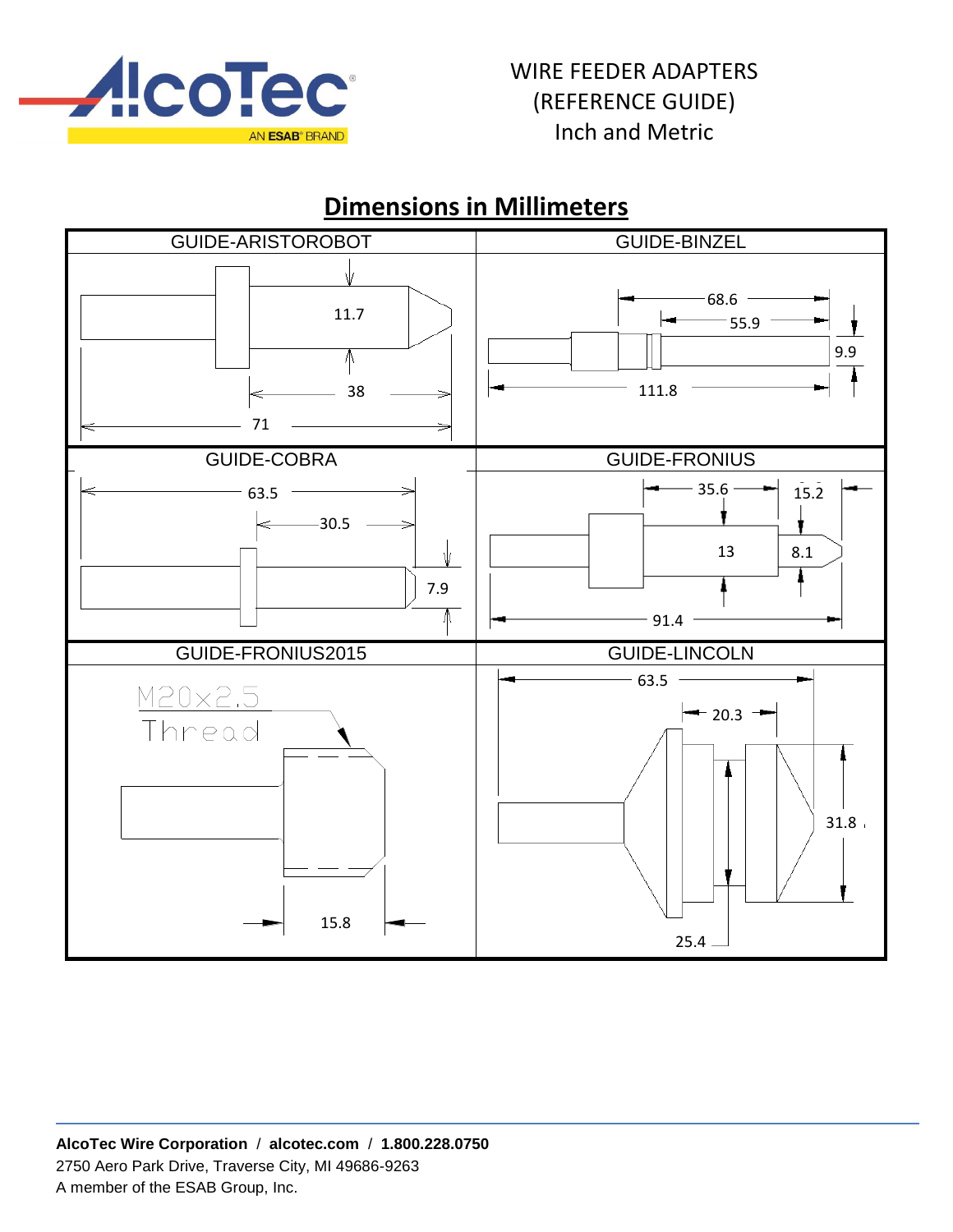WIRE FEEDER ADAPTERS
(REFERENCE GUIDE)
Inch and Metric

## Dimensions in Millimeters

| GUIDE-ARISTOROBOT | GUIDE-BINZEL |
|---|---|
| 11.7, 38, 71 | 68.6, 55.9, 9.9, 111.8 |

| GUIDE-COBRA | GUIDE-FRONIUS |
|---|---|
| 63.5, 30.5, 7.9 | 35.6, 15.2, 13, 8.1, 91.4 |

| GUIDE-FRONIUS2015 | GUIDE-LINCOLN |
|---|---|
| M20x2.5 Thread, 15.8 | 63.5, 20.3, 31.8, 25.4 |

**AlcoTec Wire Corporation** / **alcotec.com** / **1.800.228.0750**
2750 Aero Park Drive, Traverse City, MI 49686-9263
A member of the ESAB Group, Inc.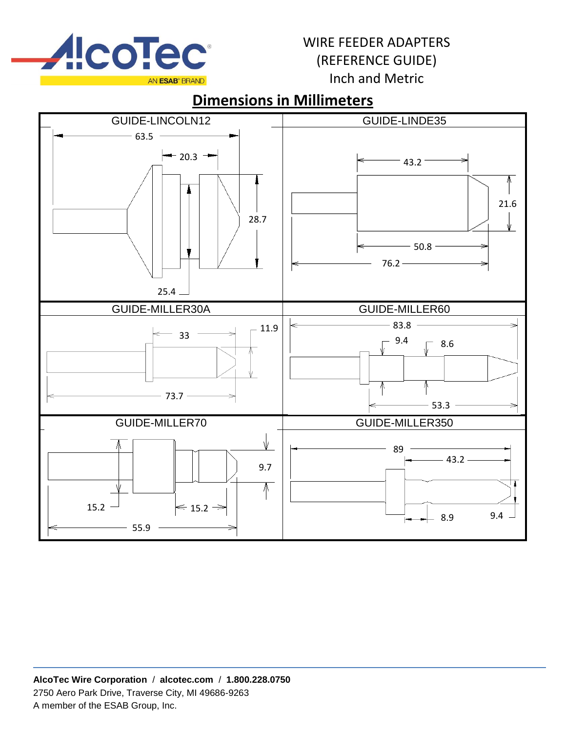WIRE FEEDER ADAPTERS
(REFERENCE GUIDE)
Inch and Metric

## Dimensions in Millimeters

| GUIDE-LINCOLN12 | GUIDE-LINDE35 |
|---|---|
| 63.5, 20.3, 28.7, 25.4 | 43.2, 21.6, 50.8, 76.2 |
| **GUIDE-MILLER30A** | **GUIDE-MILLER60** |
| 33, 11.9, 73.7 | 83.8, 9.4, 8.6, 53.3 |
| **GUIDE-MILLER70** | **GUIDE-MILLER350** |
| 9.7, 15.2, 15.2, 55.9 | 89, 43.2, 8.9, 9.4 |

**AlcoTec Wire Corporation** / **alcotec.com** / **1.800.228.0750**
2750 Aero Park Drive, Traverse City, MI 49686-9263
A member of the ESAB Group, Inc.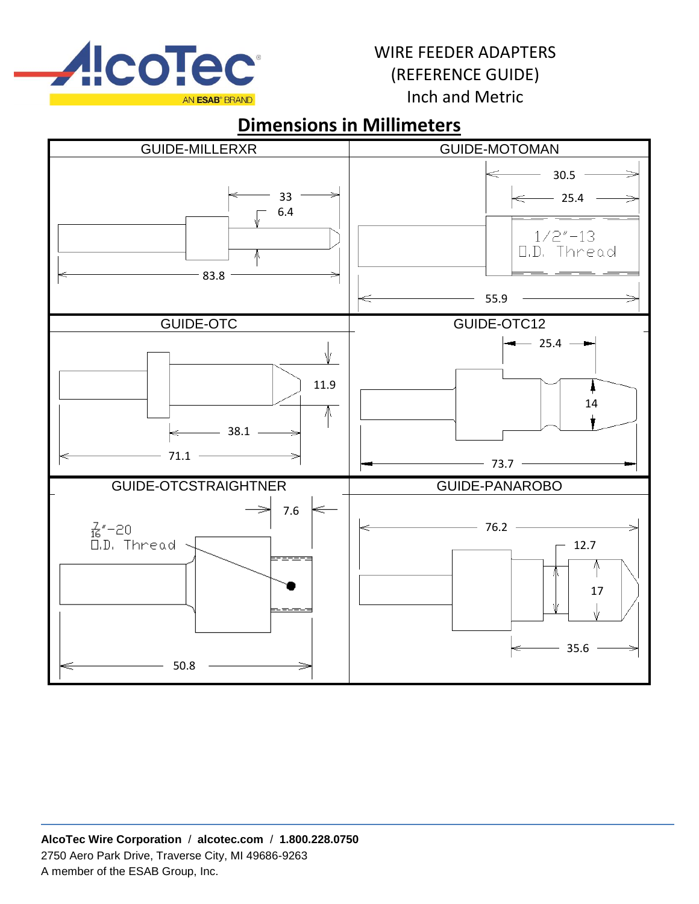WIRE FEEDER ADAPTERS
(REFERENCE GUIDE)
Inch and Metric

## Dimensions in Millimeters

| GUIDE-MILLERXR | GUIDE-MOTOMAN |
|---|---|
| 33<br>6.4<br>83.8 | 30.5<br>25.4<br>1/2"-13 O.D. Thread<br>55.9 |
| **GUIDE-OTC** | **GUIDE-OTC12** |
| 11.9<br>38.1<br>71.1 | 25.4<br>14<br>73.7 |
| **GUIDE-OTCSTRAIGHTNER** | **GUIDE-PANAROBO** |
| 7.6<br>$\frac{7}{16}$"-20 O.D. Thread<br>50.8 | 76.2<br>12.7<br>17<br>35.6 |

**AlcoTec Wire Corporation** / **alcotec.com** / **1.800.228.0750**
2750 Aero Park Drive, Traverse City, MI 49686-9263
A member of the ESAB Group, Inc.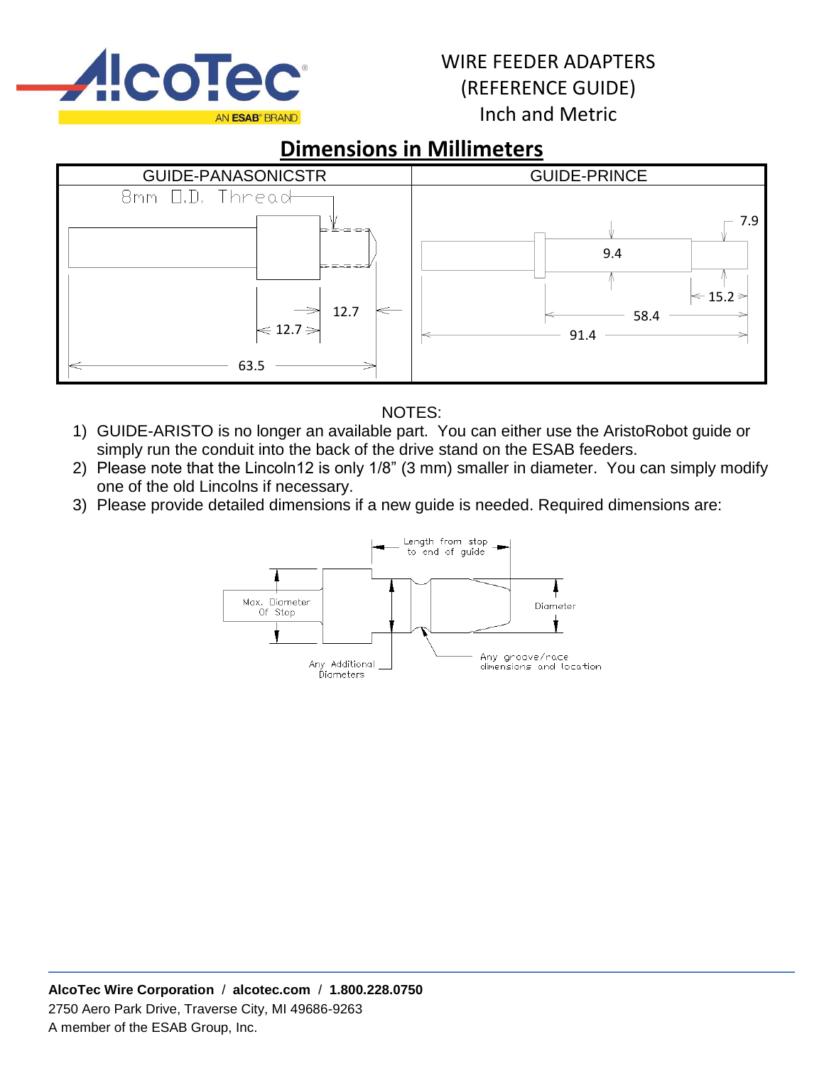WIRE FEEDER ADAPTERS
(REFERENCE GUIDE)
Inch and Metric

## Dimensions in Millimeters

| GUIDE-PANASONICSTR | GUIDE-PRINCE |
|---|---|
| 8mm O.D. Thread<br>12.7<br>12.7<br>63.5 | 7.9<br>9.4<br>15.2<br>58.4<br>91.4 |

NOTES:

1) GUIDE-ARISTO is no longer an available part. You can either use the AristoRobot guide or simply run the conduit into the back of the drive stand on the ESAB feeders.
2) Please note that the Lincoln12 is only 1/8" (3 mm) smaller in diameter. You can simply modify one of the old Lincolns if necessary.
3) Please provide detailed dimensions if a new guide is needed. Required dimensions are:

Length from stop to end of guide

Max. Diameter Of Stop

Diameter

Any Additional Diameters

Any groove/race dimensions and location

**AlcoTec Wire Corporation** / **alcotec.com** / **1.800.228.0750**
2750 Aero Park Drive, Traverse City, MI 49686-9263
A member of the ESAB Group, Inc.